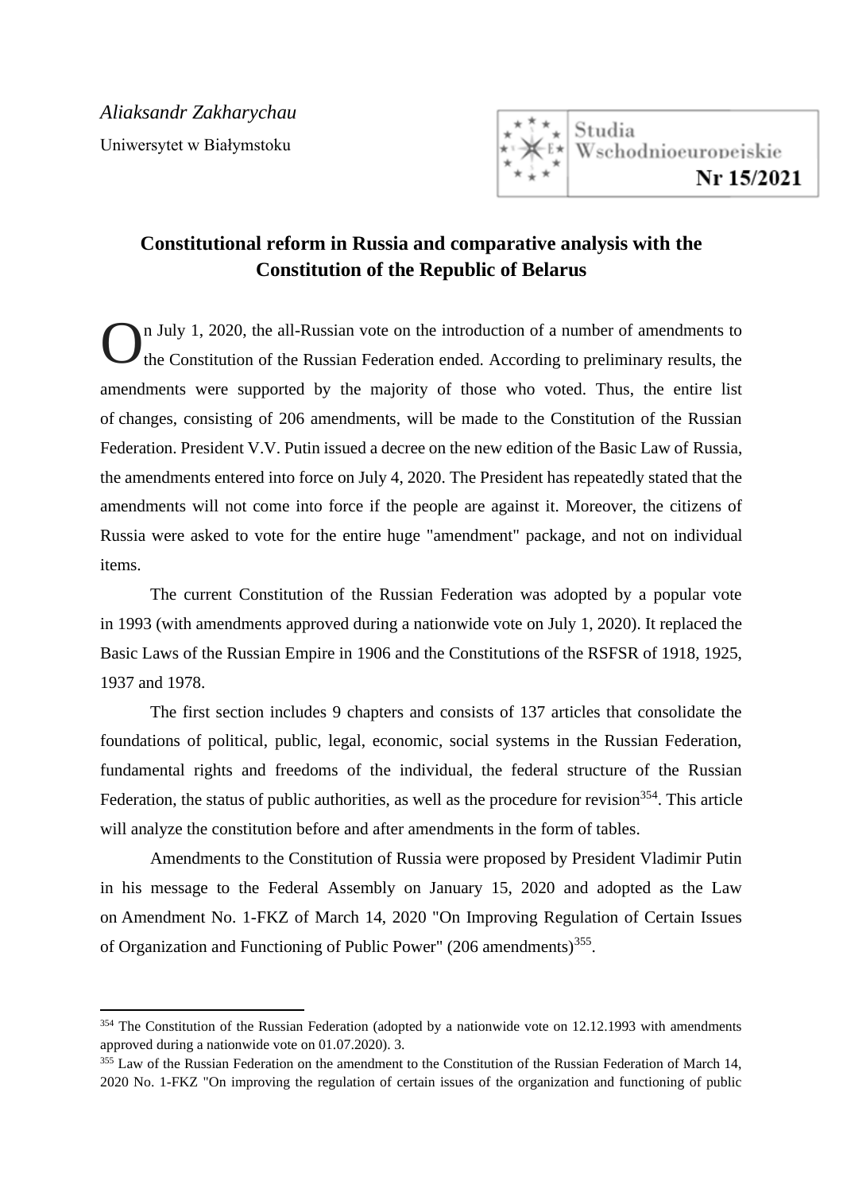*Aliaksandr Zakharychau*

Uniwersytet w Białymstoku

# Constitutional reform in Russia and comparative analysis with the Constitution of the Republic of Belarus

On July 1, 2020, the all-Russian vote on the introduction of a number of amendments to the Constitution of the Russian Federation ended. According to preliminary results, the amendments were supported by the majority of those who voted. Thus, the entire list of changes, consisting of 206 amendments, will be made to the Constitution of the Russian Federation. President V.V. Putin issued a decree on the new edition of the Basic Law of Russia, the amendments entered into force on July 4, 2020. The President has repeatedly stated that the amendments will not come into force if the people are against it. Moreover, the citizens of Russia were asked to vote for the entire huge "amendment" package, and not on individual items.

The current Constitution of the Russian Federation was adopted by a popular vote in 1993 (with amendments approved during a nationwide vote on July 1, 2020). It replaced the Basic Laws of the Russian Empire in 1906 and the Constitutions of the RSFSR of 1918, 1925, 1937 and 1978.

The first section includes 9 chapters and consists of 137 articles that consolidate the foundations of political, public, legal, economic, social systems in the Russian Federation, fundamental rights and freedoms of the individual, the federal structure of the Russian Federation, the status of public authorities, as well as the procedure for revision[354]. This article will analyze the constitution before and after amendments in the form of tables.

Amendments to the Constitution of Russia were proposed by President Vladimir Putin in his message to the Federal Assembly on January 15, 2020 and adopted as the Law on Amendment No. 1-FKZ of March 14, 2020 "On Improving Regulation of Certain Issues of Organization and Functioning of Public Power" (206 amendments)[355].

---

[354] The Constitution of the Russian Federation (adopted by a nationwide vote on 12.12.1993 with amendments approved during a nationwide vote on 01.07.2020). 3.

[355] Law of the Russian Federation on the amendment to the Constitution of the Russian Federation of March 14, 2020 No. 1-FKZ "On improving the regulation of certain issues of the organization and functioning of public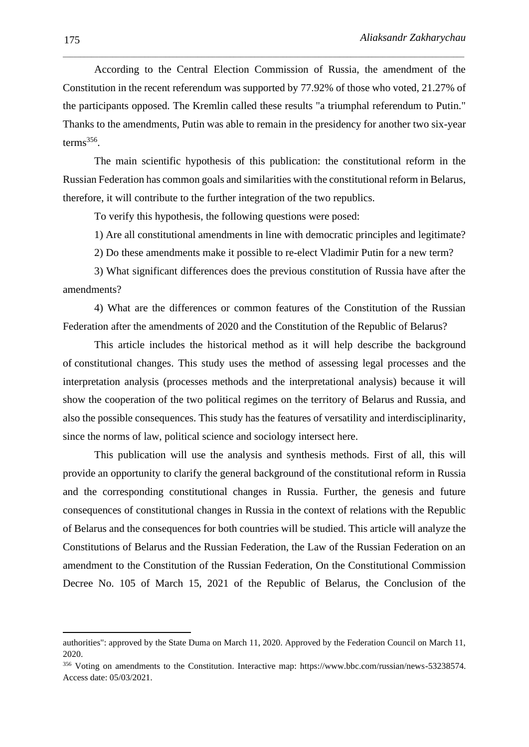According to the Central Election Commission of Russia, the amendment of the Constitution in the recent referendum was supported by 77.92% of those who voted, 21.27% of the participants opposed. The Kremlin called these results "a triumphal referendum to Putin." Thanks to the amendments, Putin was able to remain in the presidency for another two six-year terms[356].

The main scientific hypothesis of this publication: the constitutional reform in the Russian Federation has common goals and similarities with the constitutional reform in Belarus, therefore, it will contribute to the further integration of the two republics.

To verify this hypothesis, the following questions were posed:

1) Are all constitutional amendments in line with democratic principles and legitimate?

2) Do these amendments make it possible to re-elect Vladimir Putin for a new term?

3) What significant differences does the previous constitution of Russia have after the amendments?

4) What are the differences or common features of the Constitution of the Russian Federation after the amendments of 2020 and the Constitution of the Republic of Belarus?

This article includes the historical method as it will help describe the background of constitutional changes. This study uses the method of assessing legal processes and the interpretation analysis (processes methods and the interpretational analysis) because it will show the cooperation of the two political regimes on the territory of Belarus and Russia, and also the possible consequences. This study has the features of versatility and interdisciplinarity, since the norms of law, political science and sociology intersect here.

This publication will use the analysis and synthesis methods. First of all, this will provide an opportunity to clarify the general background of the constitutional reform in Russia and the corresponding constitutional changes in Russia. Further, the genesis and future consequences of constitutional changes in Russia in the context of relations with the Republic of Belarus and the consequences for both countries will be studied. This article will analyze the Constitutions of Belarus and the Russian Federation, the Law of the Russian Federation on an amendment to the Constitution of the Russian Federation, On the Constitutional Commission Decree No. 105 of March 15, 2021 of the Republic of Belarus, the Conclusion of the

---

authorities": approved by the State Duma on March 11, 2020. Approved by the Federation Council on March 11, 2020.

[356] Voting on amendments to the Constitution. Interactive map: https://www.bbc.com/russian/news-53238574. Access date: 05/03/2021.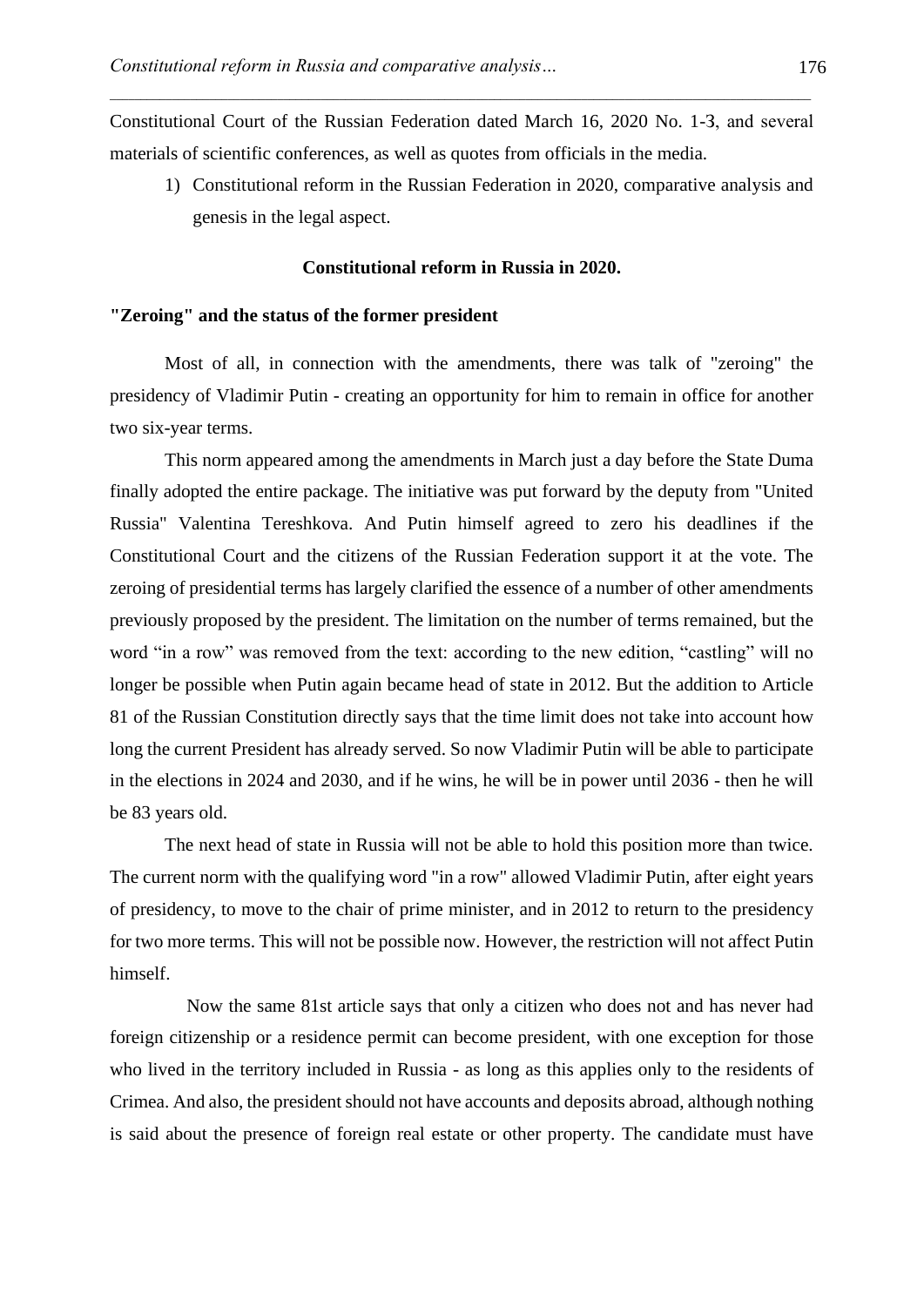Constitutional Court of the Russian Federation dated March 16, 2020 No. 1-З, and several materials of scientific conferences, as well as quotes from officials in the media.

1) Constitutional reform in the Russian Federation in 2020, comparative analysis and genesis in the legal aspect.

## Constitutional reform in Russia in 2020.

### "Zeroing" and the status of the former president

Most of all, in connection with the amendments, there was talk of "zeroing" the presidency of Vladimir Putin - creating an opportunity for him to remain in office for another two six-year terms.

This norm appeared among the amendments in March just a day before the State Duma finally adopted the entire package. The initiative was put forward by the deputy from "United Russia" Valentina Tereshkova. And Putin himself agreed to zero his deadlines if the Constitutional Court and the citizens of the Russian Federation support it at the vote. The zeroing of presidential terms has largely clarified the essence of a number of other amendments previously proposed by the president. The limitation on the number of terms remained, but the word "in a row" was removed from the text: according to the new edition, "castling" will no longer be possible when Putin again became head of state in 2012. But the addition to Article 81 of the Russian Constitution directly says that the time limit does not take into account how long the current President has already served. So now Vladimir Putin will be able to participate in the elections in 2024 and 2030, and if he wins, he will be in power until 2036 - then he will be 83 years old.

The next head of state in Russia will not be able to hold this position more than twice. The current norm with the qualifying word "in a row" allowed Vladimir Putin, after eight years of presidency, to move to the chair of prime minister, and in 2012 to return to the presidency for two more terms. This will not be possible now. However, the restriction will not affect Putin himself.

Now the same 81st article says that only a citizen who does not and has never had foreign citizenship or a residence permit can become president, with one exception for those who lived in the territory included in Russia - as long as this applies only to the residents of Crimea. And also, the president should not have accounts and deposits abroad, although nothing is said about the presence of foreign real estate or other property. The candidate must have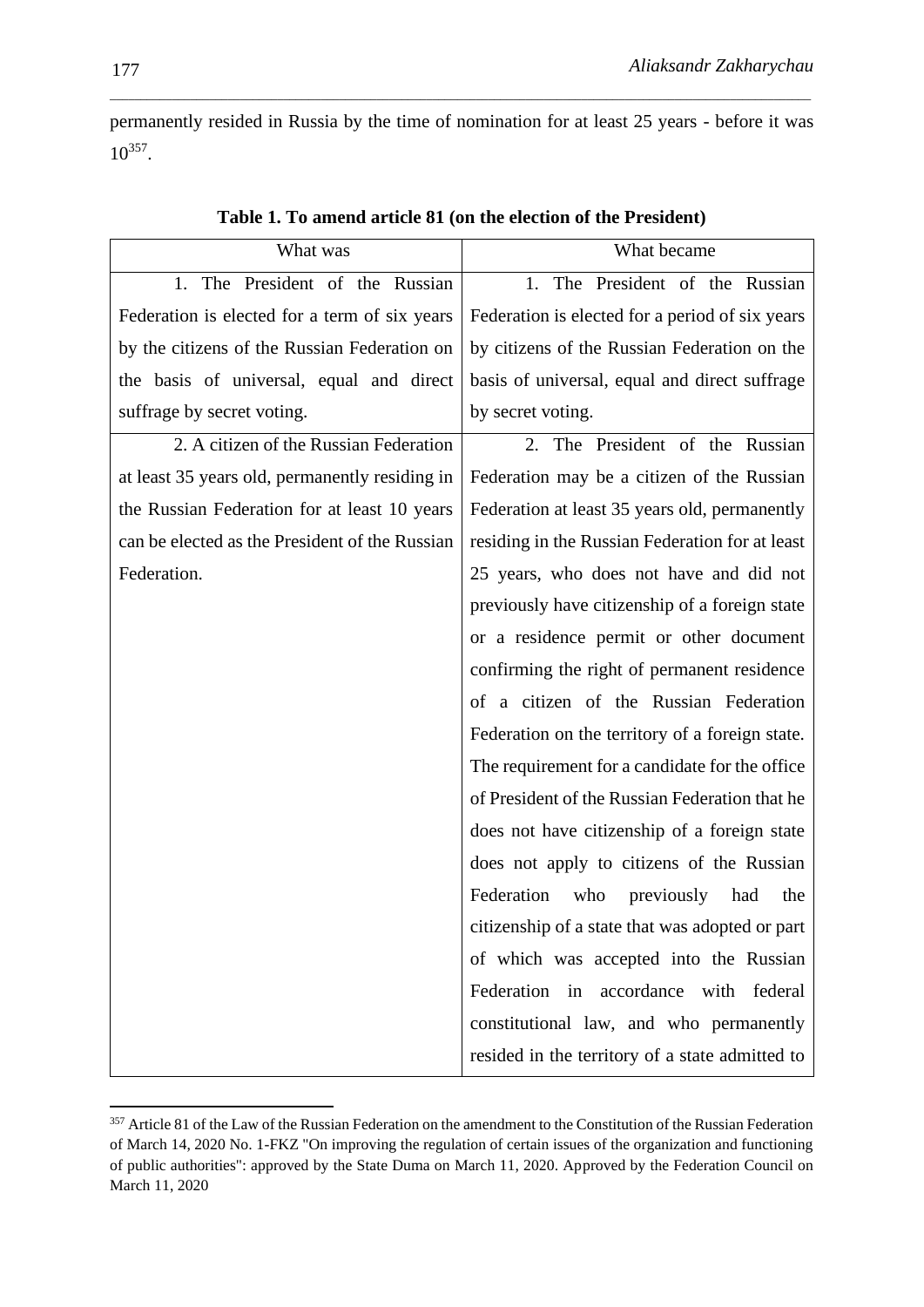permanently resided in Russia by the time of nomination for at least 25 years - before it was 10[357].

**Table 1. To amend article 81 (on the election of the President)**

| What was | What became |
|---|---|
| 1. The President of the Russian Federation is elected for a term of six years by the citizens of the Russian Federation on the basis of universal, equal and direct suffrage by secret voting. | 1. The President of the Russian Federation is elected for a period of six years by citizens of the Russian Federation on the basis of universal, equal and direct suffrage by secret voting. |
| 2. A citizen of the Russian Federation at least 35 years old, permanently residing in the Russian Federation for at least 10 years can be elected as the President of the Russian Federation. | 2. The President of the Russian Federation may be a citizen of the Russian Federation at least 35 years old, permanently residing in the Russian Federation for at least 25 years, who does not have and did not previously have citizenship of a foreign state or a residence permit or other document confirming the right of permanent residence of a citizen of the Russian Federation Federation on the territory of a foreign state. The requirement for a candidate for the office of President of the Russian Federation that he does not have citizenship of a foreign state does not apply to citizens of the Russian Federation who previously had the citizenship of a state that was adopted or part of which was accepted into the Russian Federation in accordance with federal constitutional law, and who permanently resided in the territory of a state admitted to |

[357] Article 81 of the Law of the Russian Federation on the amendment to the Constitution of the Russian Federation of March 14, 2020 No. 1-FKZ "On improving the regulation of certain issues of the organization and functioning of public authorities": approved by the State Duma on March 11, 2020. Approved by the Federation Council on March 11, 2020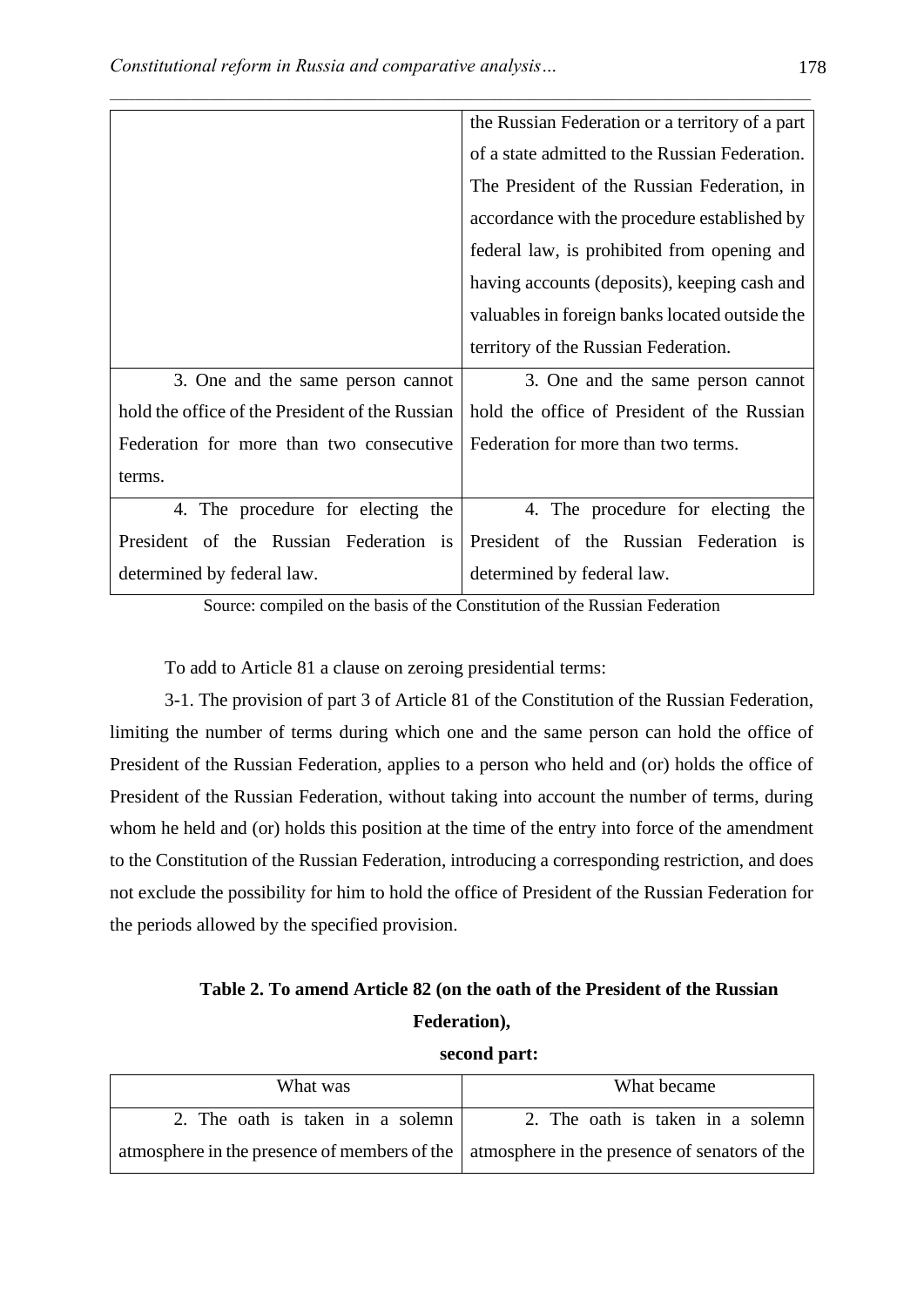| | |
|---|---|
| | the Russian Federation or a territory of a part of a state admitted to the Russian Federation. The President of the Russian Federation, in accordance with the procedure established by federal law, is prohibited from opening and having accounts (deposits), keeping cash and valuables in foreign banks located outside the territory of the Russian Federation. |
| 3. One and the same person cannot hold the office of the President of the Russian Federation for more than two consecutive terms. | 3. One and the same person cannot hold the office of President of the Russian Federation for more than two terms. |
| 4. The procedure for electing the President of the Russian Federation is determined by federal law. | 4. The procedure for electing the President of the Russian Federation is determined by federal law. |

Source: compiled on the basis of the Constitution of the Russian Federation

To add to Article 81 a clause on zeroing presidential terms:

3-1. The provision of part 3 of Article 81 of the Constitution of the Russian Federation, limiting the number of terms during which one and the same person can hold the office of President of the Russian Federation, applies to a person who held and (or) holds the office of President of the Russian Federation, without taking into account the number of terms, during whom he held and (or) holds this position at the time of the entry into force of the amendment to the Constitution of the Russian Federation, introducing a corresponding restriction, and does not exclude the possibility for him to hold the office of President of the Russian Federation for the periods allowed by the specified provision.

**Table 2. To amend Article 82 (on the oath of the President of the Russian Federation),**

**second part:**

| What was | What became |
|---|---|
| 2. The oath is taken in a solemn atmosphere in the presence of members of the | 2. The oath is taken in a solemn atmosphere in the presence of senators of the |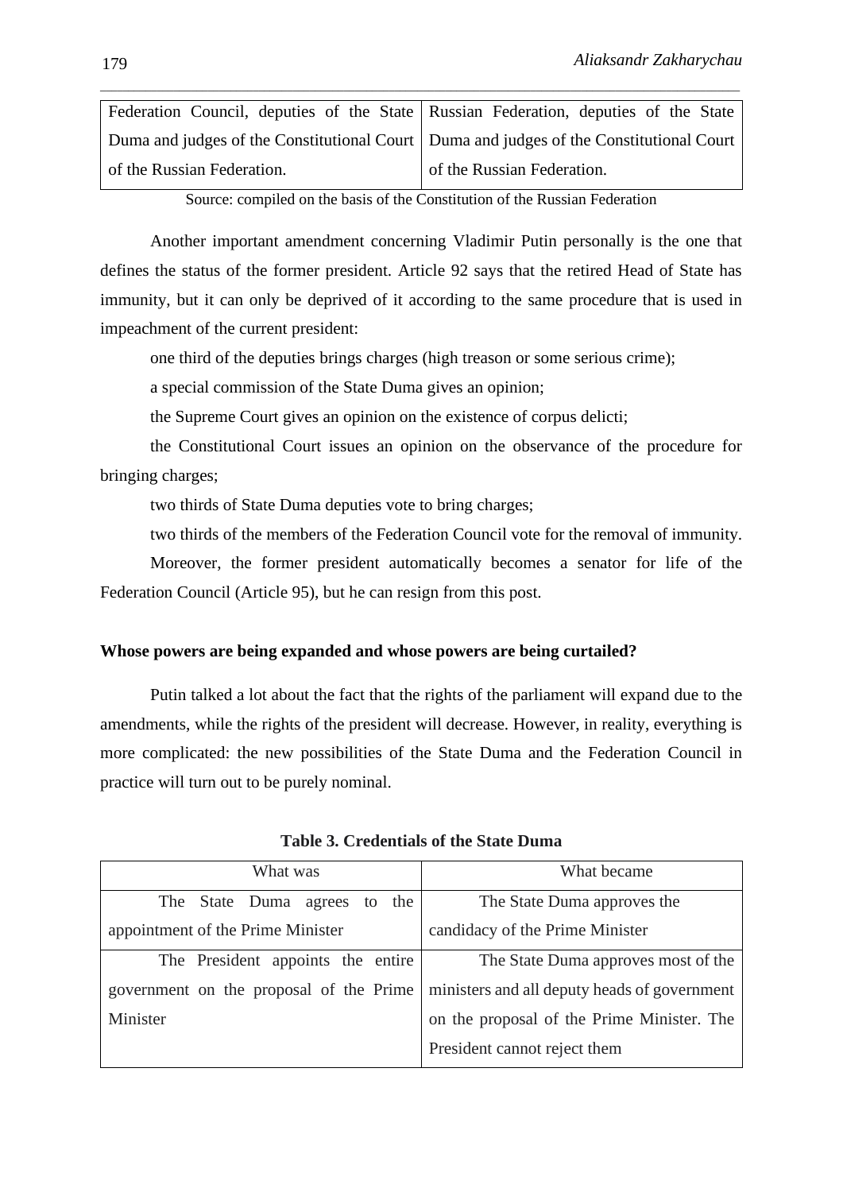| | |
|---|---|
| Federation Council, deputies of the State Duma and judges of the Constitutional Court of the Russian Federation. | Russian Federation, deputies of the State Duma and judges of the Constitutional Court of the Russian Federation. |

Source: compiled on the basis of the Constitution of the Russian Federation

Another important amendment concerning Vladimir Putin personally is the one that defines the status of the former president. Article 92 says that the retired Head of State has immunity, but it can only be deprived of it according to the same procedure that is used in impeachment of the current president:

one third of the deputies brings charges (high treason or some serious crime);

a special commission of the State Duma gives an opinion;

the Supreme Court gives an opinion on the existence of corpus delicti;

the Constitutional Court issues an opinion on the observance of the procedure for bringing charges;

two thirds of State Duma deputies vote to bring charges;

two thirds of the members of the Federation Council vote for the removal of immunity.

Moreover, the former president automatically becomes a senator for life of the Federation Council (Article 95), but he can resign from this post.

**Whose powers are being expanded and whose powers are being curtailed?**

Putin talked a lot about the fact that the rights of the parliament will expand due to the amendments, while the rights of the president will decrease. However, in reality, everything is more complicated: the new possibilities of the State Duma and the Federation Council in practice will turn out to be purely nominal.

**Table 3. Credentials of the State Duma**

| What was | What became |
|---|---|
| The State Duma agrees to the appointment of the Prime Minister | The State Duma approves the candidacy of the Prime Minister |
| The President appoints the entire government on the proposal of the Prime Minister | The State Duma approves most of the ministers and all deputy heads of government on the proposal of the Prime Minister. The President cannot reject them |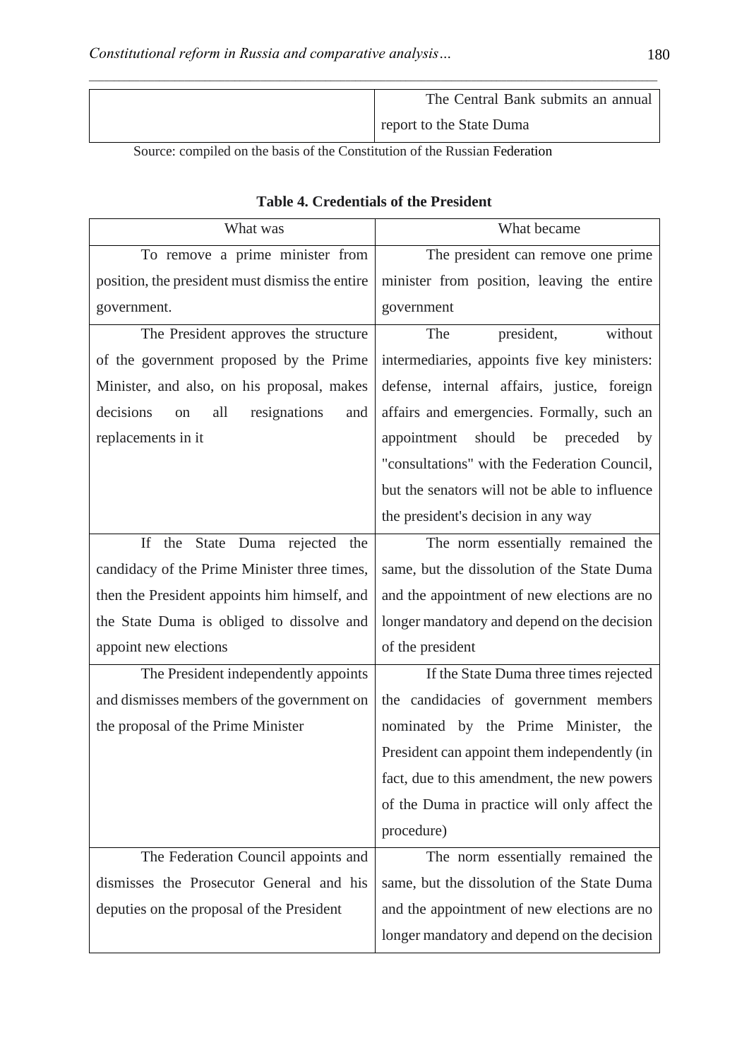|  | The Central Bank submits an annual report to the State Duma |
|---|---|

Source: compiled on the basis of the Constitution of the Russian Federation

**Table 4. Credentials of the President**

| What was | What became |
|---|---|
| To remove a prime minister from position, the president must dismiss the entire government. | The president can remove one prime minister from position, leaving the entire government |
| The President approves the structure of the government proposed by the Prime Minister, and also, on his proposal, makes decisions on all resignations and replacements in it | The president, without intermediaries, appoints five key ministers: defense, internal affairs, justice, foreign affairs and emergencies. Formally, such an appointment should be preceded by "consultations" with the Federation Council, but the senators will not be able to influence the president's decision in any way |
| If the State Duma rejected the candidacy of the Prime Minister three times, then the President appoints him himself, and the State Duma is obliged to dissolve and appoint new elections | The norm essentially remained the same, but the dissolution of the State Duma and the appointment of new elections are no longer mandatory and depend on the decision of the president |
| The President independently appoints and dismisses members of the government on the proposal of the Prime Minister | If the State Duma three times rejected the candidacies of government members nominated by the Prime Minister, the President can appoint them independently (in fact, due to this amendment, the new powers of the Duma in practice will only affect the procedure) |
| The Federation Council appoints and dismisses the Prosecutor General and his deputies on the proposal of the President | The norm essentially remained the same, but the dissolution of the State Duma and the appointment of new elections are no longer mandatory and depend on the decision |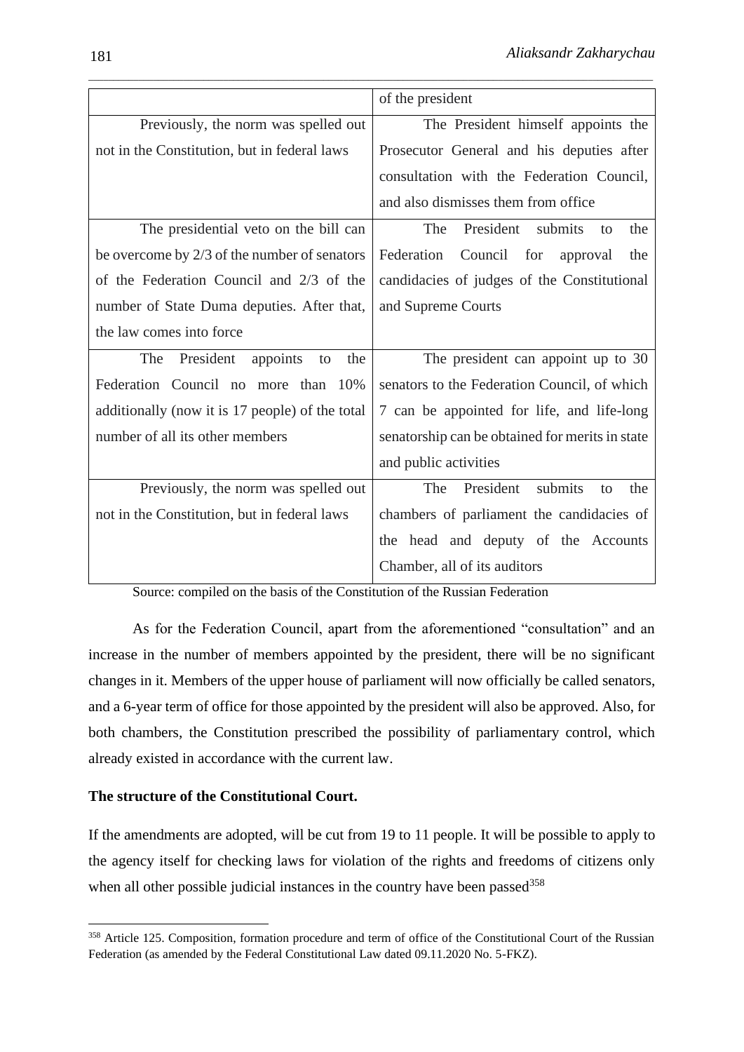| | |
|---|---|
| | of the president |
| Previously, the norm was spelled out not in the Constitution, but in federal laws | The President himself appoints the Prosecutor General and his deputies after consultation with the Federation Council, and also dismisses them from office |
| The presidential veto on the bill can be overcome by 2/3 of the number of senators of the Federation Council and 2/3 of the number of State Duma deputies. After that, the law comes into force | The President submits to the Federation Council for approval the candidacies of judges of the Constitutional and Supreme Courts |
| The President appoints to the Federation Council no more than 10% additionally (now it is 17 people) of the total number of all its other members | The president can appoint up to 30 senators to the Federation Council, of which 7 can be appointed for life, and life-long senatorship can be obtained for merits in state and public activities |
| Previously, the norm was spelled out not in the Constitution, but in federal laws | The President submits to the chambers of parliament the candidacies of the head and deputy of the Accounts Chamber, all of its auditors |

Source: compiled on the basis of the Constitution of the Russian Federation

As for the Federation Council, apart from the aforementioned "consultation" and an increase in the number of members appointed by the president, there will be no significant changes in it. Members of the upper house of parliament will now officially be called senators, and a 6-year term of office for those appointed by the president will also be approved. Also, for both chambers, the Constitution prescribed the possibility of parliamentary control, which already existed in accordance with the current law.

**The structure of the Constitutional Court.**

If the amendments are adopted, will be cut from 19 to 11 people. It will be possible to apply to the agency itself for checking laws for violation of the rights and freedoms of citizens only when all other possible judicial instances in the country have been passed[358]

[358] Article 125. Composition, formation procedure and term of office of the Constitutional Court of the Russian Federation (as amended by the Federal Constitutional Law dated 09.11.2020 No. 5-FKZ).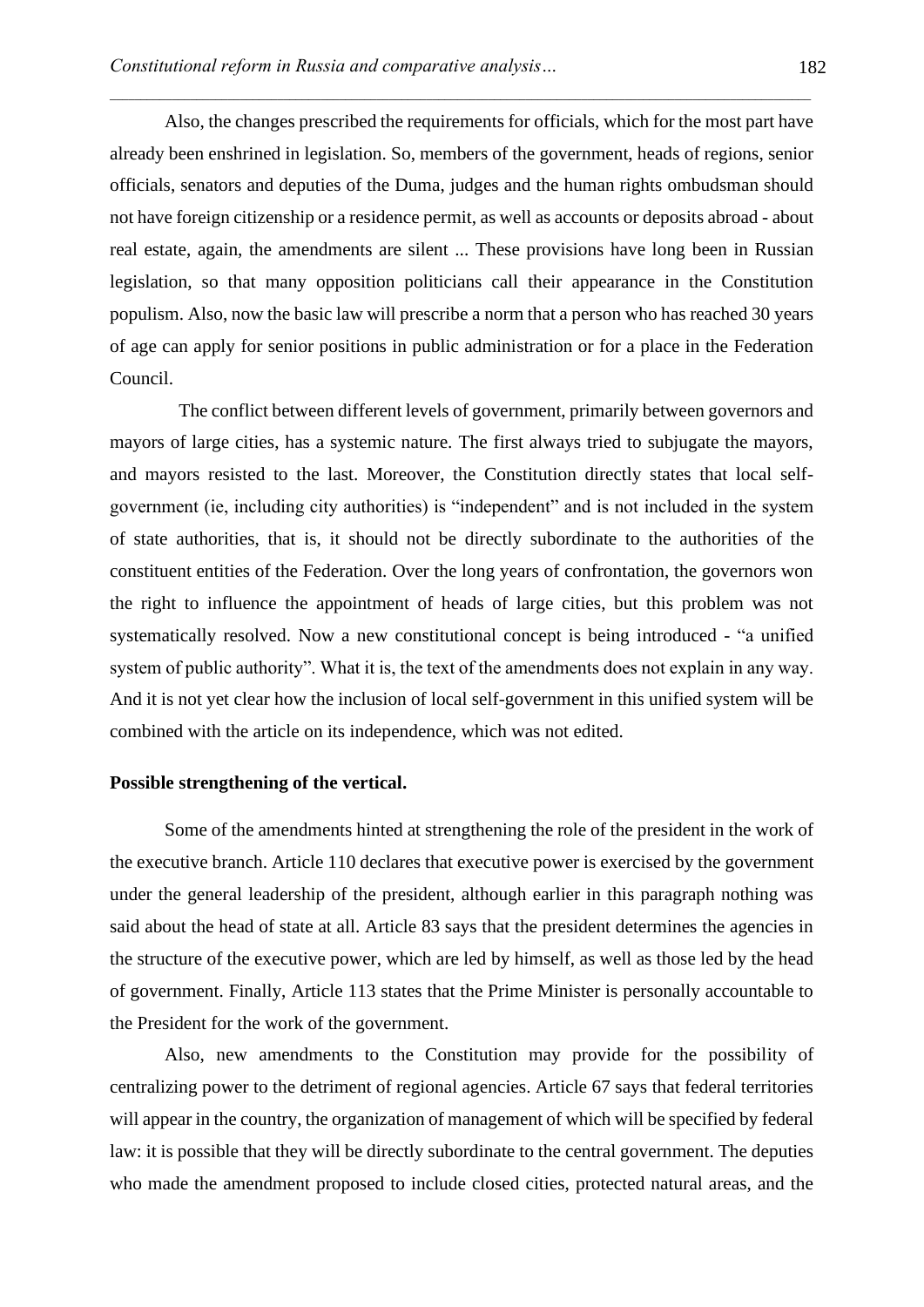Also, the changes prescribed the requirements for officials, which for the most part have already been enshrined in legislation. So, members of the government, heads of regions, senior officials, senators and deputies of the Duma, judges and the human rights ombudsman should not have foreign citizenship or a residence permit, as well as accounts or deposits abroad - about real estate, again, the amendments are silent ... These provisions have long been in Russian legislation, so that many opposition politicians call their appearance in the Constitution populism. Also, now the basic law will prescribe a norm that a person who has reached 30 years of age can apply for senior positions in public administration or for a place in the Federation Council.

The conflict between different levels of government, primarily between governors and mayors of large cities, has a systemic nature. The first always tried to subjugate the mayors, and mayors resisted to the last. Moreover, the Constitution directly states that local self-government (ie, including city authorities) is "independent" and is not included in the system of state authorities, that is, it should not be directly subordinate to the authorities of the constituent entities of the Federation. Over the long years of confrontation, the governors won the right to influence the appointment of heads of large cities, but this problem was not systematically resolved. Now a new constitutional concept is being introduced - "a unified system of public authority". What it is, the text of the amendments does not explain in any way. And it is not yet clear how the inclusion of local self-government in this unified system will be combined with the article on its independence, which was not edited.

**Possible strengthening of the vertical.**

Some of the amendments hinted at strengthening the role of the president in the work of the executive branch. Article 110 declares that executive power is exercised by the government under the general leadership of the president, although earlier in this paragraph nothing was said about the head of state at all. Article 83 says that the president determines the agencies in the structure of the executive power, which are led by himself, as well as those led by the head of government. Finally, Article 113 states that the Prime Minister is personally accountable to the President for the work of the government.

Also, new amendments to the Constitution may provide for the possibility of centralizing power to the detriment of regional agencies. Article 67 says that federal territories will appear in the country, the organization of management of which will be specified by federal law: it is possible that they will be directly subordinate to the central government. The deputies who made the amendment proposed to include closed cities, protected natural areas, and the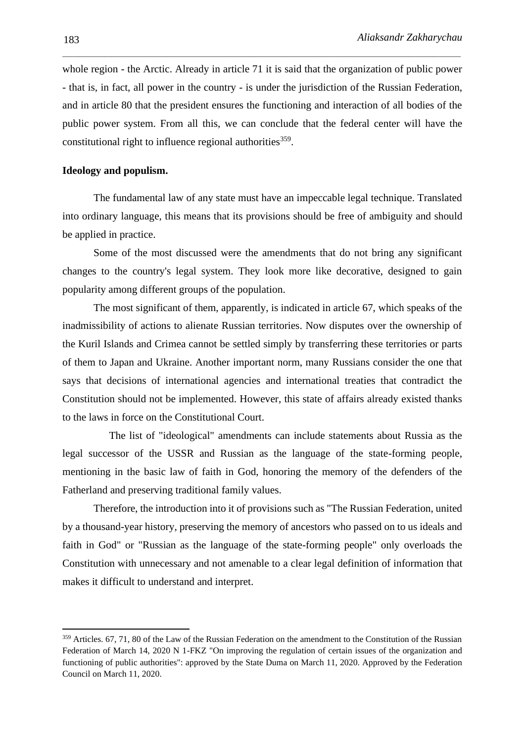whole region - the Arctic. Already in article 71 it is said that the organization of public power - that is, in fact, all power in the country - is under the jurisdiction of the Russian Federation, and in article 80 that the president ensures the functioning and interaction of all bodies of the public power system. From all this, we can conclude that the federal center will have the constitutional right to influence regional authorities[359].

**Ideology and populism.**

The fundamental law of any state must have an impeccable legal technique. Translated into ordinary language, this means that its provisions should be free of ambiguity and should be applied in practice.

Some of the most discussed were the amendments that do not bring any significant changes to the country's legal system. They look more like decorative, designed to gain popularity among different groups of the population.

The most significant of them, apparently, is indicated in article 67, which speaks of the inadmissibility of actions to alienate Russian territories. Now disputes over the ownership of the Kuril Islands and Crimea cannot be settled simply by transferring these territories or parts of them to Japan and Ukraine. Another important norm, many Russians consider the one that says that decisions of international agencies and international treaties that contradict the Constitution should not be implemented. However, this state of affairs already existed thanks to the laws in force on the Constitutional Court.

The list of "ideological" amendments can include statements about Russia as the legal successor of the USSR and Russian as the language of the state-forming people, mentioning in the basic law of faith in God, honoring the memory of the defenders of the Fatherland and preserving traditional family values.

Therefore, the introduction into it of provisions such as "The Russian Federation, united by a thousand-year history, preserving the memory of ancestors who passed on to us ideals and faith in God" or "Russian as the language of the state-forming people" only overloads the Constitution with unnecessary and not amenable to a clear legal definition of information that makes it difficult to understand and interpret.

---

[359] Articles. 67, 71, 80 of the Law of the Russian Federation on the amendment to the Constitution of the Russian Federation of March 14, 2020 N 1-FKZ "On improving the regulation of certain issues of the organization and functioning of public authorities": approved by the State Duma on March 11, 2020. Approved by the Federation Council on March 11, 2020.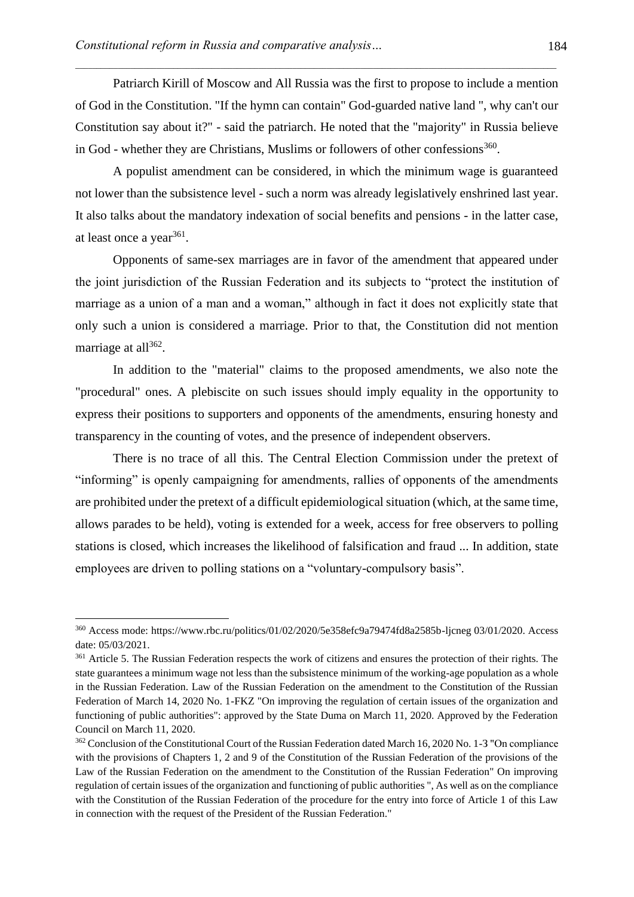Patriarch Kirill of Moscow and All Russia was the first to propose to include a mention of God in the Constitution. "If the hymn can contain" God-guarded native land ", why can't our Constitution say about it?" - said the patriarch. He noted that the "majority" in Russia believe in God - whether they are Christians, Muslims or followers of other confessions[360].

A populist amendment can be considered, in which the minimum wage is guaranteed not lower than the subsistence level - such a norm was already legislatively enshrined last year. It also talks about the mandatory indexation of social benefits and pensions - in the latter case, at least once a year[361].

Opponents of same-sex marriages are in favor of the amendment that appeared under the joint jurisdiction of the Russian Federation and its subjects to "protect the institution of marriage as a union of a man and a woman," although in fact it does not explicitly state that only such a union is considered a marriage. Prior to that, the Constitution did not mention marriage at all[362].

In addition to the "material" claims to the proposed amendments, we also note the "procedural" ones. A plebiscite on such issues should imply equality in the opportunity to express their positions to supporters and opponents of the amendments, ensuring honesty and transparency in the counting of votes, and the presence of independent observers.

There is no trace of all this. The Central Election Commission under the pretext of "informing" is openly campaigning for amendments, rallies of opponents of the amendments are prohibited under the pretext of a difficult epidemiological situation (which, at the same time, allows parades to be held), voting is extended for a week, access for free observers to polling stations is closed, which increases the likelihood of falsification and fraud ... In addition, state employees are driven to polling stations on a "voluntary-compulsory basis".

---

[360] Access mode: https://www.rbc.ru/politics/01/02/2020/5e358efc9a79474fd8a2585b-ljcneg 03/01/2020. Access date: 05/03/2021.

[361] Article 5. The Russian Federation respects the work of citizens and ensures the protection of their rights. The state guarantees a minimum wage not less than the subsistence minimum of the working-age population as a whole in the Russian Federation. Law of the Russian Federation on the amendment to the Constitution of the Russian Federation of March 14, 2020 No. 1-FKZ "On improving the regulation of certain issues of the organization and functioning of public authorities": approved by the State Duma on March 11, 2020. Approved by the Federation Council on March 11, 2020.

[362] Conclusion of the Constitutional Court of the Russian Federation dated March 16, 2020 No. 1-3 "On compliance with the provisions of Chapters 1, 2 and 9 of the Constitution of the Russian Federation of the provisions of the Law of the Russian Federation on the amendment to the Constitution of the Russian Federation" On improving regulation of certain issues of the organization and functioning of public authorities ", As well as on the compliance with the Constitution of the Russian Federation of the procedure for the entry into force of Article 1 of this Law in connection with the request of the President of the Russian Federation."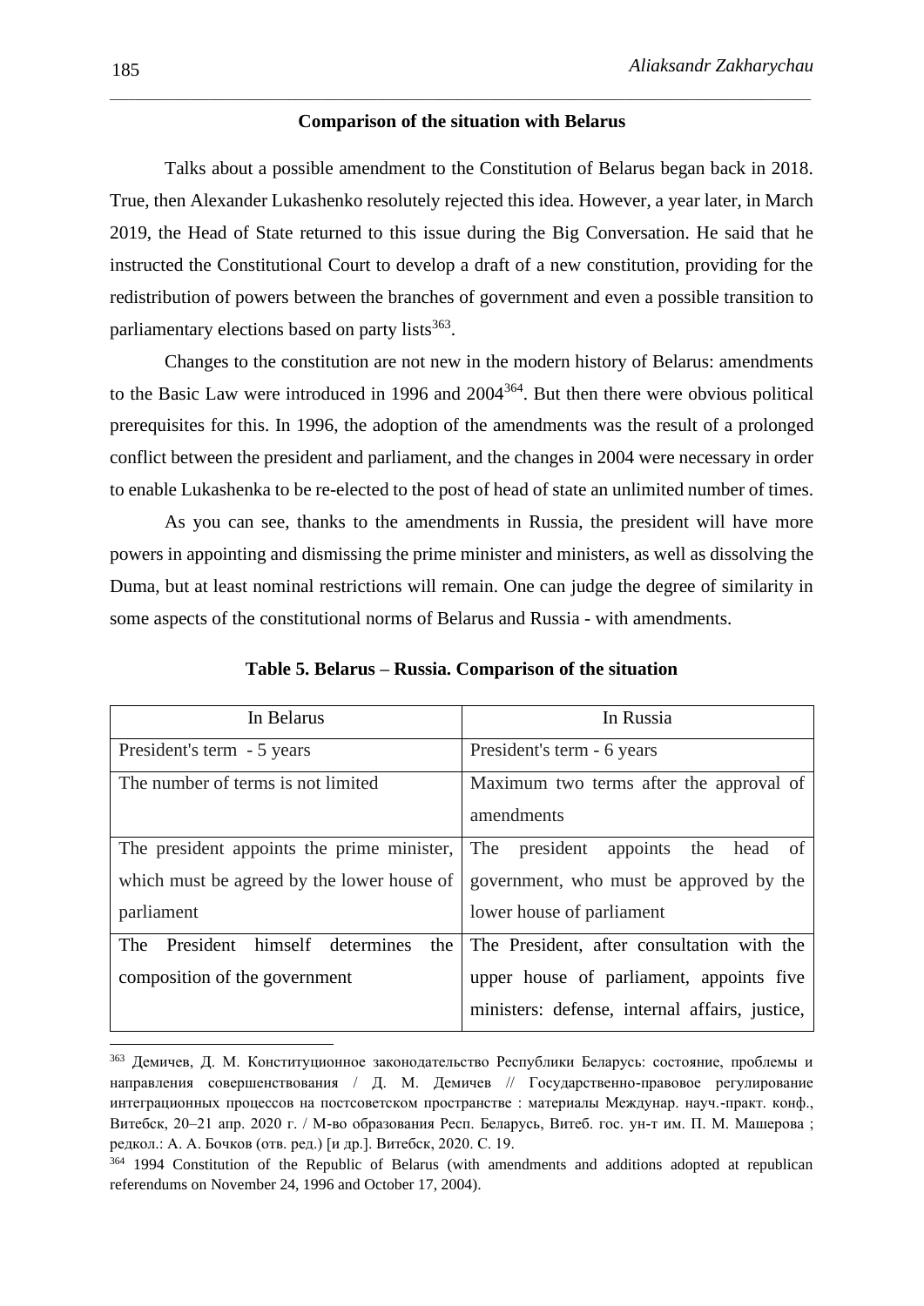### Comparison of the situation with Belarus

Talks about a possible amendment to the Constitution of Belarus began back in 2018. True, then Alexander Lukashenko resolutely rejected this idea. However, a year later, in March 2019, the Head of State returned to this issue during the Big Conversation. He said that he instructed the Constitutional Court to develop a draft of a new constitution, providing for the redistribution of powers between the branches of government and even a possible transition to parliamentary elections based on party lists[363].

Changes to the constitution are not new in the modern history of Belarus: amendments to the Basic Law were introduced in 1996 and 2004[364]. But then there were obvious political prerequisites for this. In 1996, the adoption of the amendments was the result of a prolonged conflict between the president and parliament, and the changes in 2004 were necessary in order to enable Lukashenka to be re-elected to the post of head of state an unlimited number of times.

As you can see, thanks to the amendments in Russia, the president will have more powers in appointing and dismissing the prime minister and ministers, as well as dissolving the Duma, but at least nominal restrictions will remain. One can judge the degree of similarity in some aspects of the constitutional norms of Belarus and Russia - with amendments.

**Table 5. Belarus – Russia. Comparison of the situation**

| In Belarus | In Russia |
|---|---|
| President's term - 5 years | President's term - 6 years |
| The number of terms is not limited | Maximum two terms after the approval of amendments |
| The president appoints the prime minister, which must be agreed by the lower house of parliament | The president appoints the head of government, who must be approved by the lower house of parliament |
| The President himself determines the composition of the government | The President, after consultation with the upper house of parliament, appoints five ministers: defense, internal affairs, justice, |

---

[363] Демичев, Д. М. Конституционное законодательство Республики Беларусь: состояние, проблемы и направления совершенствования / Д. М. Демичев // Государственно-правовое регулирование интеграционных процессов на постсоветском пространстве : материалы Междунар. науч.-практ. конф., Витебск, 20–21 апр. 2020 г. / М-во образования Респ. Беларусь, Витеб. гос. ун-т им. П. М. Машерова ; редкол.: А. А. Бочков (отв. ред.) [и др.]. Витебск, 2020. С. 19.

[364] 1994 Constitution of the Republic of Belarus (with amendments and additions adopted at republican referendums on November 24, 1996 and October 17, 2004).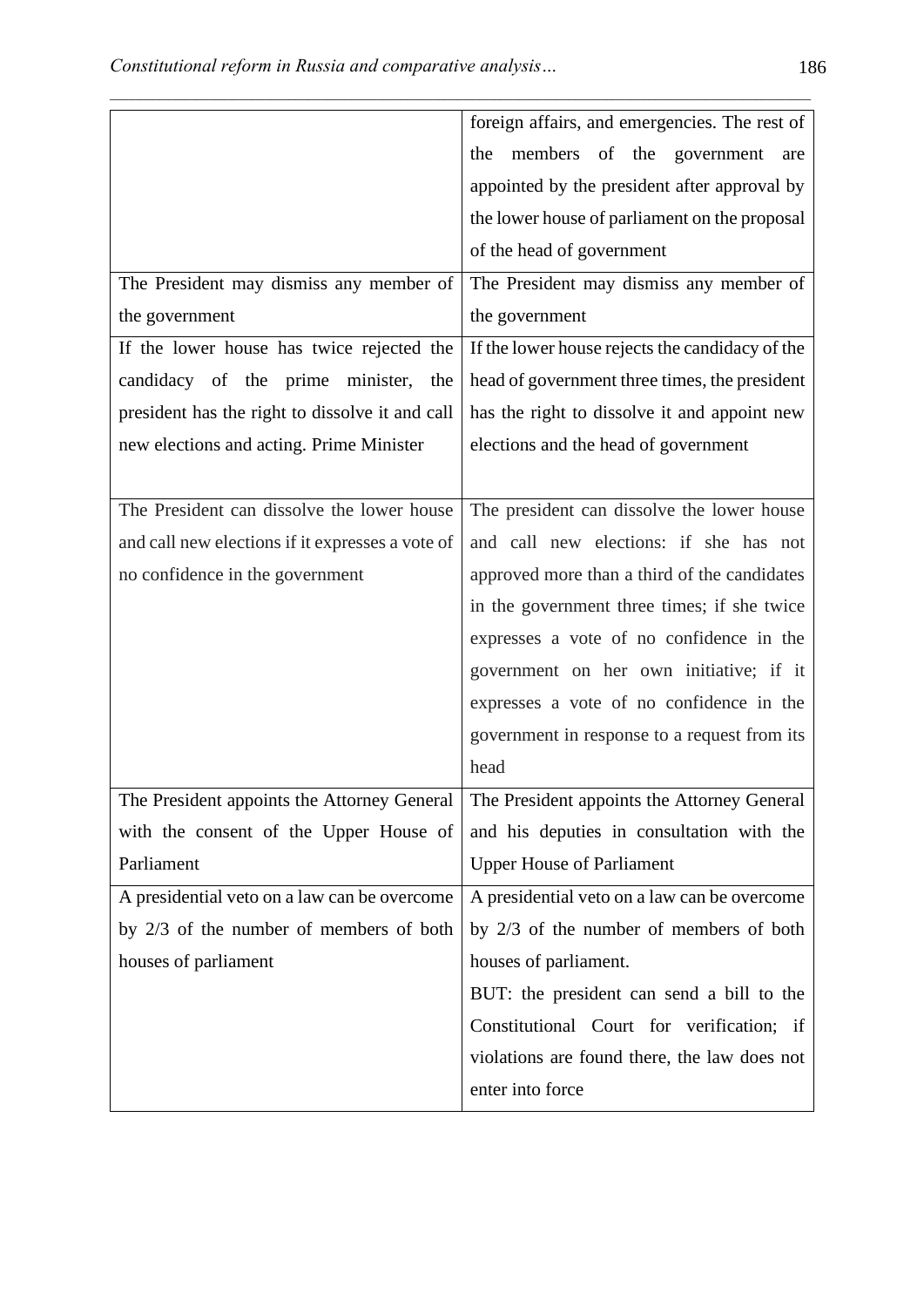| | |
|---|---|
| | foreign affairs, and emergencies. The rest of the members of the government are appointed by the president after approval by the lower house of parliament on the proposal of the head of government |
| The President may dismiss any member of the government | The President may dismiss any member of the government |
| If the lower house has twice rejected the candidacy of the prime minister, the president has the right to dissolve it and call new elections and acting. Prime Minister | If the lower house rejects the candidacy of the head of government three times, the president has the right to dissolve it and appoint new elections and the head of government |
| The President can dissolve the lower house and call new elections if it expresses a vote of no confidence in the government | The president can dissolve the lower house and call new elections: if she has not approved more than a third of the candidates in the government three times; if she twice expresses a vote of no confidence in the government on her own initiative; if it expresses a vote of no confidence in the government in response to a request from its head |
| The President appoints the Attorney General with the consent of the Upper House of Parliament | The President appoints the Attorney General and his deputies in consultation with the Upper House of Parliament |
| A presidential veto on a law can be overcome by 2/3 of the number of members of both houses of parliament | A presidential veto on a law can be overcome by 2/3 of the number of members of both houses of parliament.<br>BUT: the president can send a bill to the Constitutional Court for verification; if violations are found there, the law does not enter into force |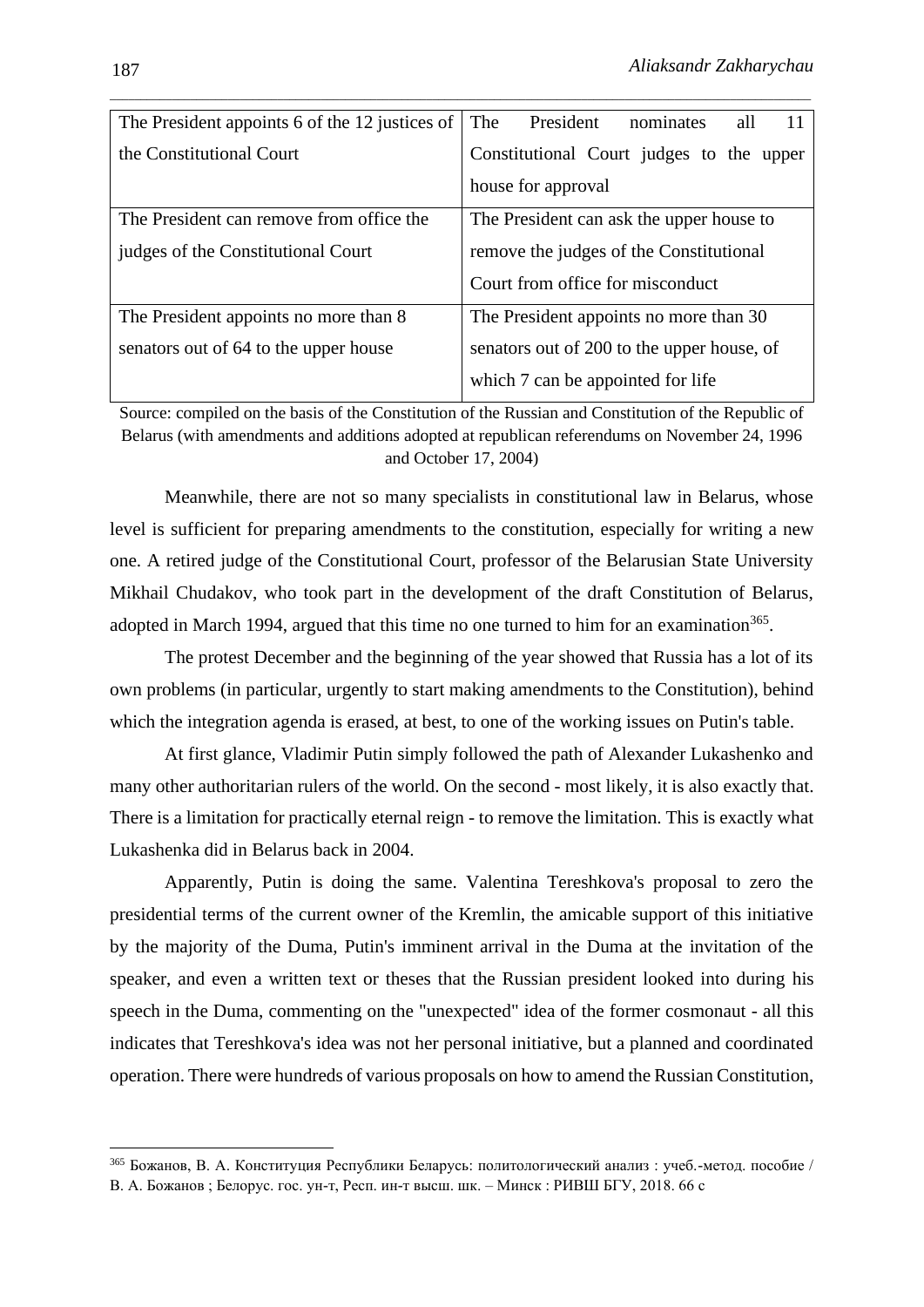| | |
|---|---|
| The President appoints 6 of the 12 justices of the Constitutional Court | The President nominates all 11 Constitutional Court judges to the upper house for approval |
| The President can remove from office the judges of the Constitutional Court | The President can ask the upper house to remove the judges of the Constitutional Court from office for misconduct |
| The President appoints no more than 8 senators out of 64 to the upper house | The President appoints no more than 30 senators out of 200 to the upper house, of which 7 can be appointed for life |

Source: compiled on the basis of the Constitution of the Russian and Constitution of the Republic of Belarus (with amendments and additions adopted at republican referendums on November 24, 1996 and October 17, 2004)

Meanwhile, there are not so many specialists in constitutional law in Belarus, whose level is sufficient for preparing amendments to the constitution, especially for writing a new one. A retired judge of the Constitutional Court, professor of the Belarusian State University Mikhail Chudakov, who took part in the development of the draft Constitution of Belarus, adopted in March 1994, argued that this time no one turned to him for an examination[365].

The protest December and the beginning of the year showed that Russia has a lot of its own problems (in particular, urgently to start making amendments to the Constitution), behind which the integration agenda is erased, at best, to one of the working issues on Putin's table.

At first glance, Vladimir Putin simply followed the path of Alexander Lukashenko and many other authoritarian rulers of the world. On the second - most likely, it is also exactly that. There is a limitation for practically eternal reign - to remove the limitation. This is exactly what Lukashenka did in Belarus back in 2004.

Apparently, Putin is doing the same. Valentina Tereshkova's proposal to zero the presidential terms of the current owner of the Kremlin, the amicable support of this initiative by the majority of the Duma, Putin's imminent arrival in the Duma at the invitation of the speaker, and even a written text or theses that the Russian president looked into during his speech in the Duma, commenting on the "unexpected" idea of the former cosmonaut - all this indicates that Tereshkova's idea was not her personal initiative, but a planned and coordinated operation. There were hundreds of various proposals on how to amend the Russian Constitution,

---

[365] Божанов, В. А. Конституция Республики Беларусь: политологический анализ : учеб.-метод. пособие / В. А. Божанов ; Белорус. гос. ун-т, Респ. ин-т высш. шк. – Минск : РИВШ БГУ, 2018. 66 с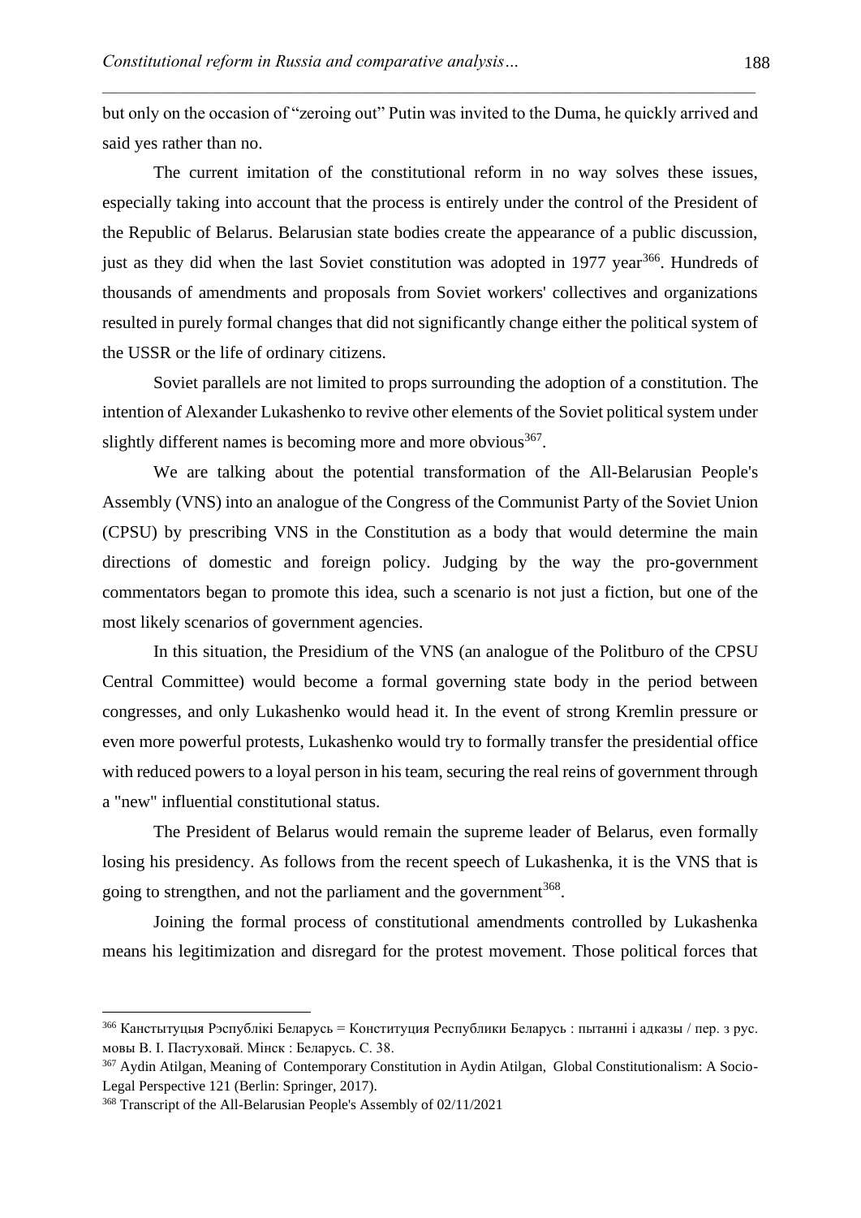but only on the occasion of "zeroing out" Putin was invited to the Duma, he quickly arrived and said yes rather than no.

The current imitation of the constitutional reform in no way solves these issues, especially taking into account that the process is entirely under the control of the President of the Republic of Belarus. Belarusian state bodies create the appearance of a public discussion, just as they did when the last Soviet constitution was adopted in 1977 year[366]. Hundreds of thousands of amendments and proposals from Soviet workers' collectives and organizations resulted in purely formal changes that did not significantly change either the political system of the USSR or the life of ordinary citizens.

Soviet parallels are not limited to props surrounding the adoption of a constitution. The intention of Alexander Lukashenko to revive other elements of the Soviet political system under slightly different names is becoming more and more obvious[367].

We are talking about the potential transformation of the All-Belarusian People's Assembly (VNS) into an analogue of the Congress of the Communist Party of the Soviet Union (CPSU) by prescribing VNS in the Constitution as a body that would determine the main directions of domestic and foreign policy. Judging by the way the pro-government commentators began to promote this idea, such a scenario is not just a fiction, but one of the most likely scenarios of government agencies.

In this situation, the Presidium of the VNS (an analogue of the Politburo of the CPSU Central Committee) would become a formal governing state body in the period between congresses, and only Lukashenko would head it. In the event of strong Kremlin pressure or even more powerful protests, Lukashenko would try to formally transfer the presidential office with reduced powers to a loyal person in his team, securing the real reins of government through a "new" influential constitutional status.

The President of Belarus would remain the supreme leader of Belarus, even formally losing his presidency. As follows from the recent speech of Lukashenka, it is the VNS that is going to strengthen, and not the parliament and the government[368].

Joining the formal process of constitutional amendments controlled by Lukashenka means his legitimization and disregard for the protest movement. Those political forces that

---

[366] Канстытуцыя Рэспублікі Беларусь = Конституция Республики Беларусь : пытанні і адказы / пер. з рус. мовы В. І. Пастуховай. Мінск : Беларусь. С. 38.

[367] Aydin Atilgan, Meaning of Contemporary Constitution in Aydin Atilgan, Global Constitutionalism: A Socio-Legal Perspective 121 (Berlin: Springer, 2017).

[368] Transcript of the All-Belarusian People's Assembly of 02/11/2021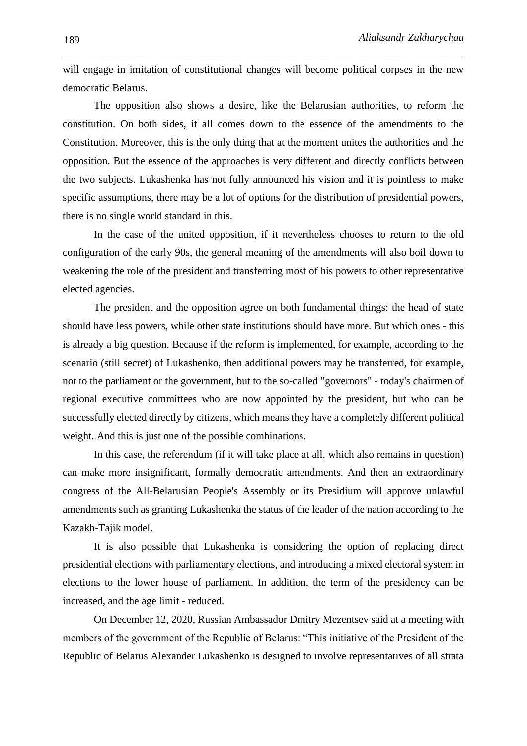will engage in imitation of constitutional changes will become political corpses in the new democratic Belarus.

The opposition also shows a desire, like the Belarusian authorities, to reform the constitution. On both sides, it all comes down to the essence of the amendments to the Constitution. Moreover, this is the only thing that at the moment unites the authorities and the opposition. But the essence of the approaches is very different and directly conflicts between the two subjects. Lukashenka has not fully announced his vision and it is pointless to make specific assumptions, there may be a lot of options for the distribution of presidential powers, there is no single world standard in this.

In the case of the united opposition, if it nevertheless chooses to return to the old configuration of the early 90s, the general meaning of the amendments will also boil down to weakening the role of the president and transferring most of his powers to other representative elected agencies.

The president and the opposition agree on both fundamental things: the head of state should have less powers, while other state institutions should have more. But which ones - this is already a big question. Because if the reform is implemented, for example, according to the scenario (still secret) of Lukashenko, then additional powers may be transferred, for example, not to the parliament or the government, but to the so-called "governors" - today's chairmen of regional executive committees who are now appointed by the president, but who can be successfully elected directly by citizens, which means they have a completely different political weight. And this is just one of the possible combinations.

In this case, the referendum (if it will take place at all, which also remains in question) can make more insignificant, formally democratic amendments. And then an extraordinary congress of the All-Belarusian People's Assembly or its Presidium will approve unlawful amendments such as granting Lukashenka the status of the leader of the nation according to the Kazakh-Tajik model.

It is also possible that Lukashenka is considering the option of replacing direct presidential elections with parliamentary elections, and introducing a mixed electoral system in elections to the lower house of parliament. In addition, the term of the presidency can be increased, and the age limit - reduced.

On December 12, 2020, Russian Ambassador Dmitry Mezentsev said at a meeting with members of the government of the Republic of Belarus: "This initiative of the President of the Republic of Belarus Alexander Lukashenko is designed to involve representatives of all strata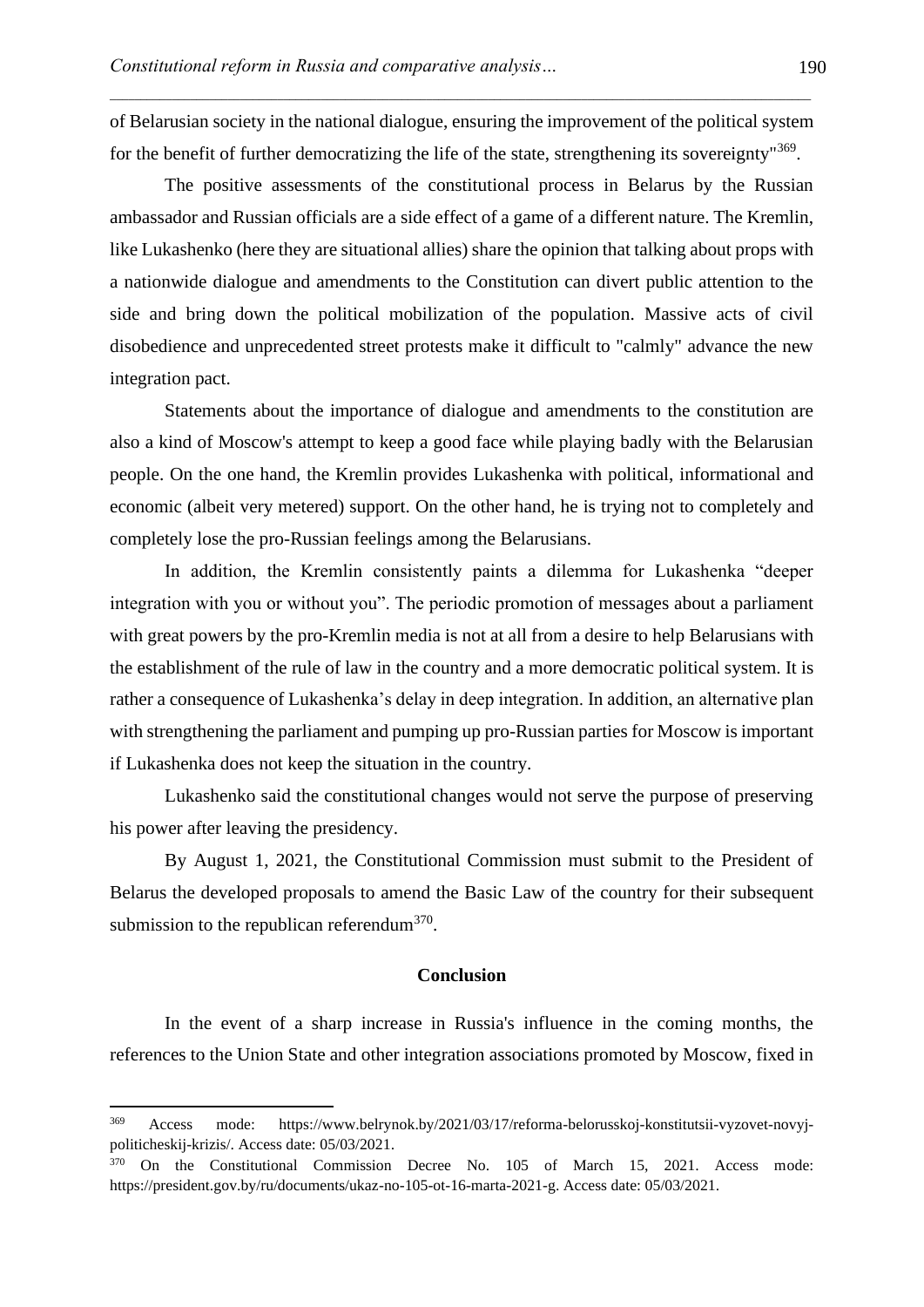of Belarusian society in the national dialogue, ensuring the improvement of the political system for the benefit of further democratizing the life of the state, strengthening its sovereignty"[369].

The positive assessments of the constitutional process in Belarus by the Russian ambassador and Russian officials are a side effect of a game of a different nature. The Kremlin, like Lukashenko (here they are situational allies) share the opinion that talking about props with a nationwide dialogue and amendments to the Constitution can divert public attention to the side and bring down the political mobilization of the population. Massive acts of civil disobedience and unprecedented street protests make it difficult to "calmly" advance the new integration pact.

Statements about the importance of dialogue and amendments to the constitution are also a kind of Moscow's attempt to keep a good face while playing badly with the Belarusian people. On the one hand, the Kremlin provides Lukashenka with political, informational and economic (albeit very metered) support. On the other hand, he is trying not to completely and completely lose the pro-Russian feelings among the Belarusians.

In addition, the Kremlin consistently paints a dilemma for Lukashenka "deeper integration with you or without you". The periodic promotion of messages about a parliament with great powers by the pro-Kremlin media is not at all from a desire to help Belarusians with the establishment of the rule of law in the country and a more democratic political system. It is rather a consequence of Lukashenka's delay in deep integration. In addition, an alternative plan with strengthening the parliament and pumping up pro-Russian parties for Moscow is important if Lukashenka does not keep the situation in the country.

Lukashenko said the constitutional changes would not serve the purpose of preserving his power after leaving the presidency.

By August 1, 2021, the Constitutional Commission must submit to the President of Belarus the developed proposals to amend the Basic Law of the country for their subsequent submission to the republican referendum[370].

## Conclusion

In the event of a sharp increase in Russia's influence in the coming months, the references to the Union State and other integration associations promoted by Moscow, fixed in

---

[369] Access mode: https://www.belrynok.by/2021/03/17/reforma-belorusskoj-konstitutsii-vyzovet-novyj-politicheskij-krizis/. Access date: 05/03/2021.

[370] On the Constitutional Commission Decree No. 105 of March 15, 2021. Access mode: https://president.gov.by/ru/documents/ukaz-no-105-ot-16-marta-2021-g. Access date: 05/03/2021.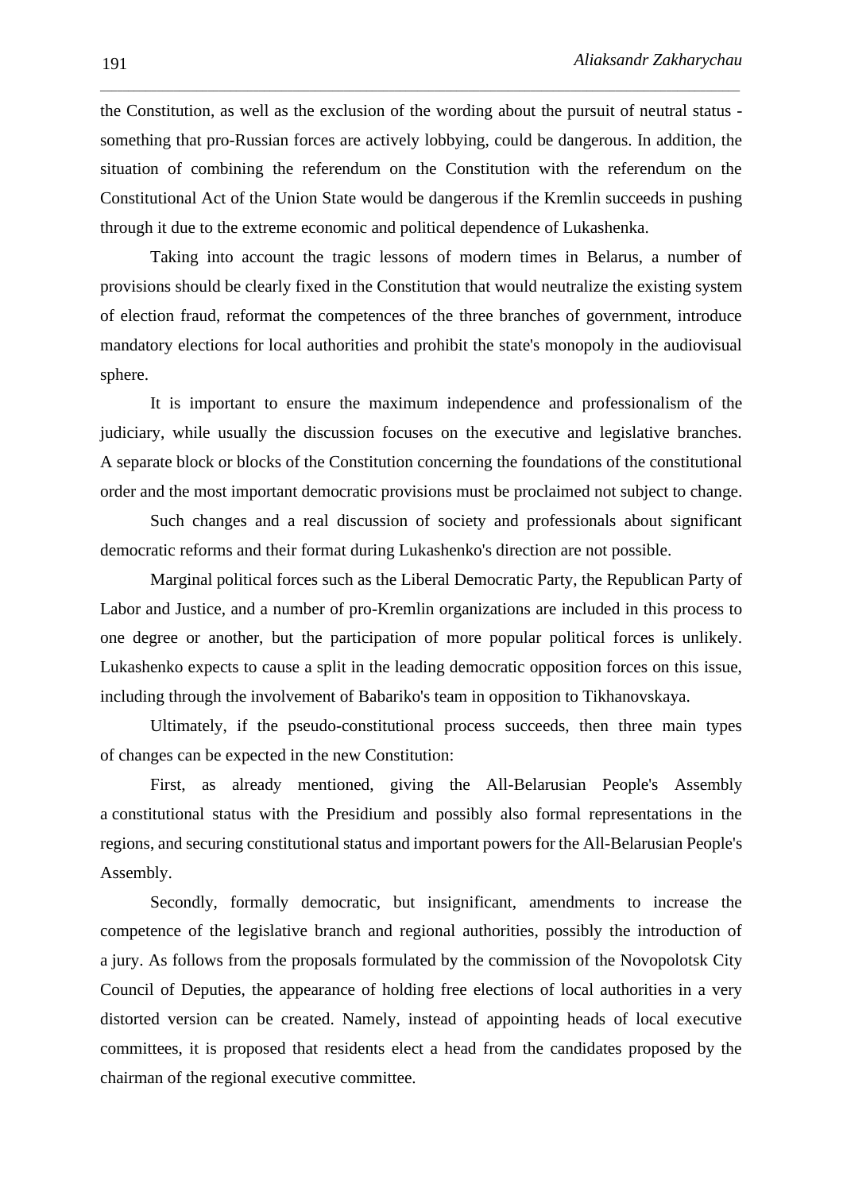the Constitution, as well as the exclusion of the wording about the pursuit of neutral status - something that pro-Russian forces are actively lobbying, could be dangerous. In addition, the situation of combining the referendum on the Constitution with the referendum on the Constitutional Act of the Union State would be dangerous if the Kremlin succeeds in pushing through it due to the extreme economic and political dependence of Lukashenka.

Taking into account the tragic lessons of modern times in Belarus, a number of provisions should be clearly fixed in the Constitution that would neutralize the existing system of election fraud, reformat the competences of the three branches of government, introduce mandatory elections for local authorities and prohibit the state's monopoly in the audiovisual sphere.

It is important to ensure the maximum independence and professionalism of the judiciary, while usually the discussion focuses on the executive and legislative branches. A separate block or blocks of the Constitution concerning the foundations of the constitutional order and the most important democratic provisions must be proclaimed not subject to change.

Such changes and a real discussion of society and professionals about significant democratic reforms and their format during Lukashenko's direction are not possible.

Marginal political forces such as the Liberal Democratic Party, the Republican Party of Labor and Justice, and a number of pro-Kremlin organizations are included in this process to one degree or another, but the participation of more popular political forces is unlikely. Lukashenko expects to cause a split in the leading democratic opposition forces on this issue, including through the involvement of Babariko's team in opposition to Tikhanovskaya.

Ultimately, if the pseudo-constitutional process succeeds, then three main types of changes can be expected in the new Constitution:

First, as already mentioned, giving the All-Belarusian People's Assembly a constitutional status with the Presidium and possibly also formal representations in the regions, and securing constitutional status and important powers for the All-Belarusian People's Assembly.

Secondly, formally democratic, but insignificant, amendments to increase the competence of the legislative branch and regional authorities, possibly the introduction of a jury. As follows from the proposals formulated by the commission of the Novopolotsk City Council of Deputies, the appearance of holding free elections of local authorities in a very distorted version can be created. Namely, instead of appointing heads of local executive committees, it is proposed that residents elect a head from the candidates proposed by the chairman of the regional executive committee.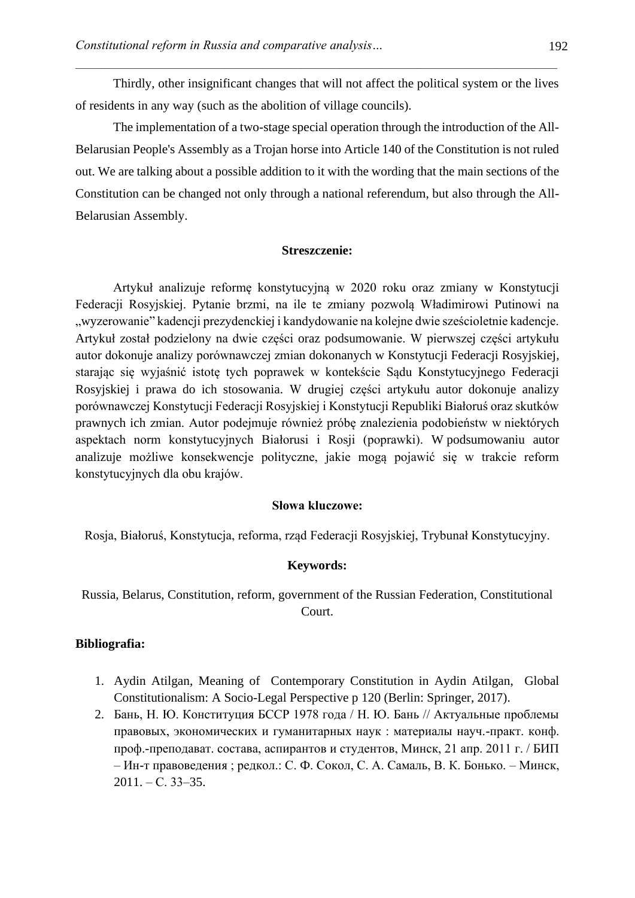Thirdly, other insignificant changes that will not affect the political system or the lives of residents in any way (such as the abolition of village councils).

The implementation of a two-stage special operation through the introduction of the All-Belarusian People's Assembly as a Trojan horse into Article 140 of the Constitution is not ruled out. We are talking about a possible addition to it with the wording that the main sections of the Constitution can be changed not only through a national referendum, but also through the All-Belarusian Assembly.

**Streszczenie:**

Artykuł analizuje reformę konstytucyjną w 2020 roku oraz zmiany w Konstytucji Federacji Rosyjskiej. Pytanie brzmi, na ile te zmiany pozwolą Władimirowi Putinowi na „wyzerowanie" kadencji prezydenckiej i kandydowanie na kolejne dwie sześcioletnie kadencje. Artykuł został podzielony na dwie części oraz podsumowanie. W pierwszej części artykułu autor dokonuje analizy porównawczej zmian dokonanych w Konstytucji Federacji Rosyjskiej, starając się wyjaśnić istotę tych poprawek w kontekście Sądu Konstytucyjnego Federacji Rosyjskiej i prawa do ich stosowania. W drugiej części artykułu autor dokonuje analizy porównawczej Konstytucji Federacji Rosyjskiej i Konstytucji Republiki Białoruś oraz skutków prawnych ich zmian. Autor podejmuje również próbę znalezienia podobieństw w niektórych aspektach norm konstytucyjnych Białorusi i Rosji (poprawki). W podsumowaniu autor analizuje możliwe konsekwencje polityczne, jakie mogą pojawić się w trakcie reform konstytucyjnych dla obu krajów.

**Słowa kluczowe:**

Rosja, Białoruś, Konstytucja, reforma, rząd Federacji Rosyjskiej, Trybunał Konstytucyjny.

**Keywords:**

Russia, Belarus, Constitution, reform, government of the Russian Federation, Constitutional Court.

**Bibliografia:**

1. Aydin Atilgan, Meaning of Contemporary Constitution in Aydin Atilgan, Global Constitutionalism: A Socio-Legal Perspective p 120 (Berlin: Springer, 2017).
2. Бань, Н. Ю. Конституция БССР 1978 года / Н. Ю. Бань // Актуальные проблемы правовых, экономических и гуманитарных наук : материалы науч.-практ. конф. проф.-преподават. состава, аспирантов и студентов, Минск, 21 апр. 2011 г. / БИП – Ин-т правоведения ; редкол.: С. Ф. Сокол, С. А. Самаль, В. К. Бонько. – Минск, 2011. – С. 33–35.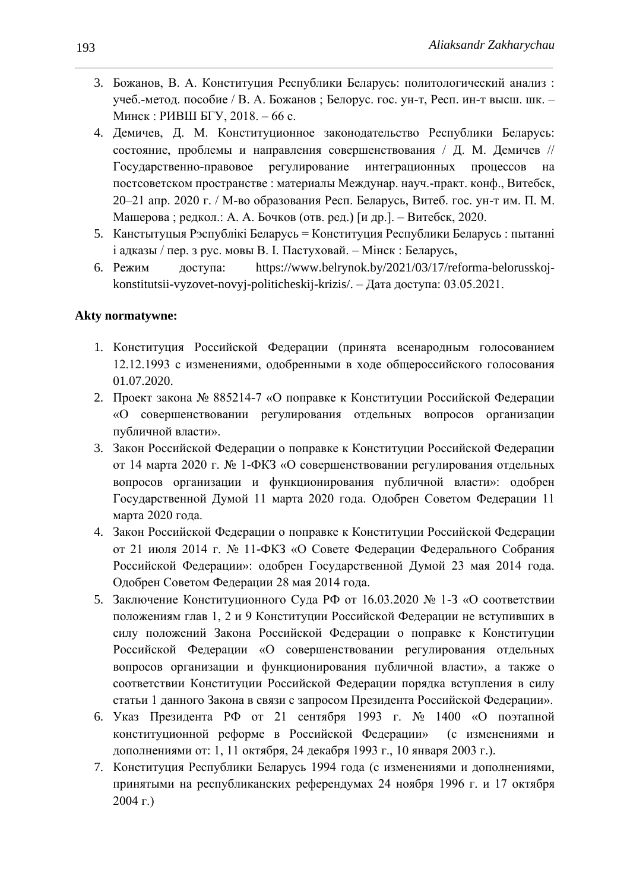3. Божанов, В. А. Конституция Республики Беларусь: политологический анализ : учеб.-метод. пособие / В. А. Божанов ; Белорус. гос. ун-т, Респ. ин-т высш. шк. – Минск : РИВШ БГУ, 2018. – 66 с.
4. Демичев, Д. М. Конституционное законодательство Республики Беларусь: состояние, проблемы и направления совершенствования / Д. М. Демичев // Государственно-правовое регулирование интеграционных процессов на постсоветском пространстве : материалы Междунар. науч.-практ. конф., Витебск, 20–21 апр. 2020 г. / М-во образования Респ. Беларусь, Витеб. гос. ун-т им. П. М. Машерова ; редкол.: А. А. Бочков (отв. ред.) [и др.]. – Витебск, 2020.
5. Канстытуцыя Рэспублікі Беларусь = Конституция Республики Беларусь : пытанні і адказы / пер. з рус. мовы В. І. Пастуховай. – Мінск : Беларусь,
6. Режим доступа: https://www.belrynok.by/2021/03/17/reforma-belorusskoj-konstitutsii-vyzovet-novyj-politicheskij-krizis/. – Дата доступа: 03.05.2021.

**Akty normatywne:**

1. Конституция Российской Федерации (принята всенародным голосованием 12.12.1993 с изменениями, одобренными в ходе общероссийского голосования 01.07.2020.
2. Проект закона № 885214-7 «О поправке к Конституции Российской Федерации «О совершенствовании регулирования отдельных вопросов организации публичной власти».
3. Закон Российской Федерации о поправке к Конституции Российской Федерации от 14 марта 2020 г. № 1-ФКЗ «О совершенствовании регулирования отдельных вопросов организации и функционирования публичной власти»: одобрен Государственной Думой 11 марта 2020 года. Одобрен Советом Федерации 11 марта 2020 года.
4. Закон Российской Федерации о поправке к Конституции Российской Федерации от 21 июля 2014 г. № 11-ФКЗ «О Совете Федерации Федерального Собрания Российской Федерации»: одобрен Государственной Думой 23 мая 2014 года. Одобрен Советом Федерации 28 мая 2014 года.
5. Заключение Конституционного Суда РФ от 16.03.2020 № 1-З «О соответствии положениям глав 1, 2 и 9 Конституции Российской Федерации не вступивших в силу положений Закона Российской Федерации о поправке к Конституции Российской Федерации «О совершенствовании регулирования отдельных вопросов организации и функционирования публичной власти», а также о соответствии Конституции Российской Федерации порядка вступления в силу статьи 1 данного Закона в связи с запросом Президента Российской Федерации».
6. Указ Президента РФ от 21 сентября 1993 г. № 1400 «О поэтапной конституционной реформе в Российской Федерации» (с изменениями и дополнениями от: 1, 11 октября, 24 декабря 1993 г., 10 января 2003 г.).
7. Конституция Республики Беларусь 1994 года (с изменениями и дополнениями, принятыми на республиканских референдумах 24 ноября 1996 г. и 17 октября 2004 г.)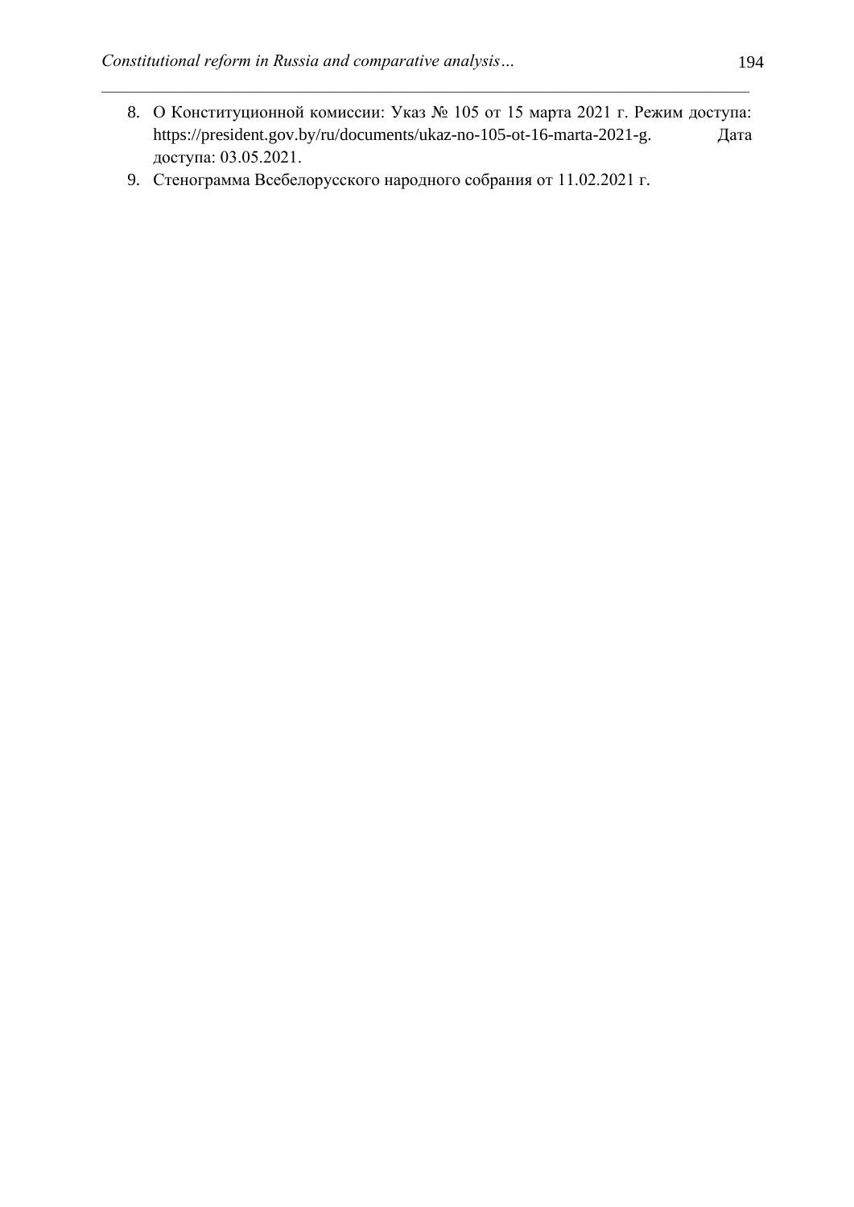8. О Конституционной комиссии: Указ № 105 от 15 марта 2021 г. Режим доступа: https://president.gov.by/ru/documents/ukaz-no-105-ot-16-marta-2021-g. Дата доступа: 03.05.2021.
9. Стенограмма Всебелорусского народного собрания от 11.02.2021 г.